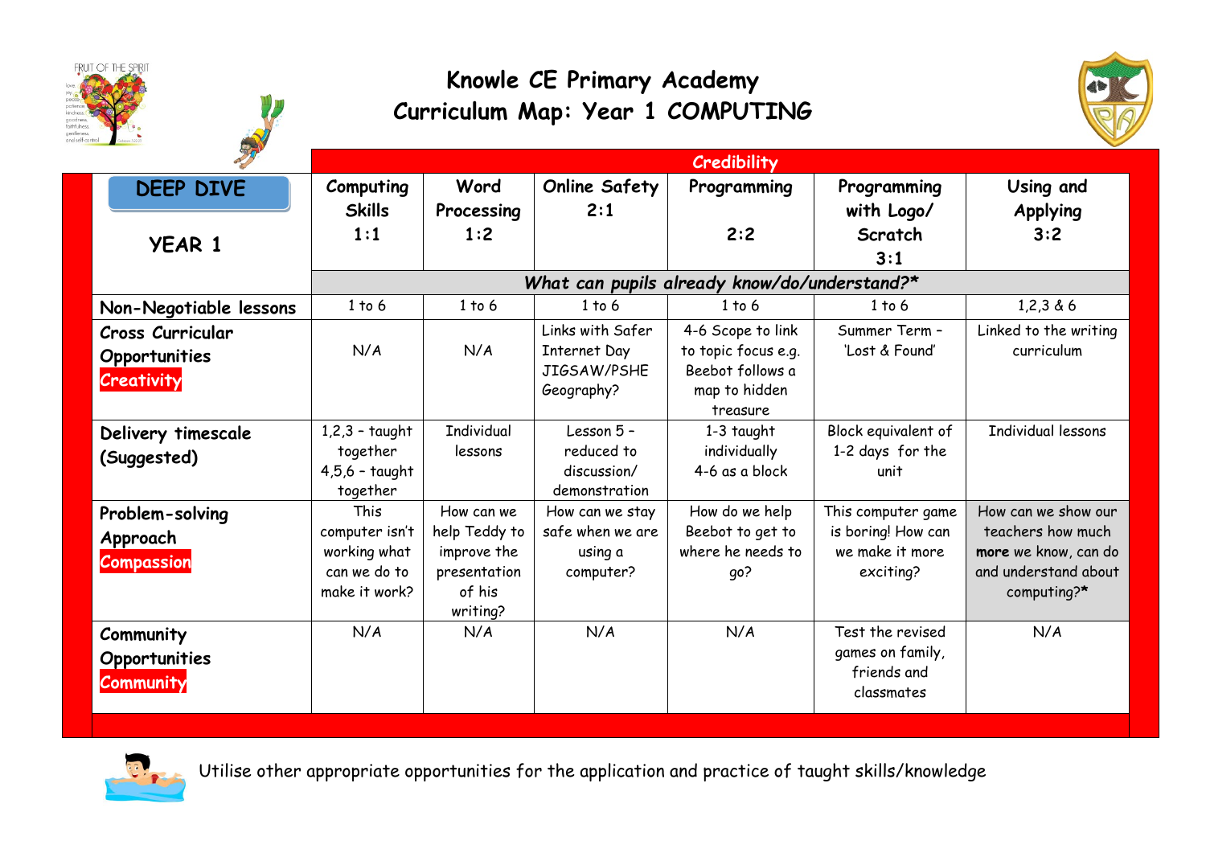# Knowle CE Primary Academy
## Curriculum Map: Year 1 COMPUTING

| DEEP DIVE<br><br>YEAR 1 | Computing Skills 1:1 | Word Processing 1:2 | Online Safety 2:1 | Programming 2:2 | Programming with Logo/ Scratch 3:1 | Using and Applying 3:2 |
|---|---|---|---|---|---|---|
| | *What can pupils already know/do/understand?** | | | | | |
| **Non-Negotiable lessons** | 1 to 6 | 1 to 6 | 1 to 6 | 1 to 6 | 1 to 6 | 1,2,3 & 6 |
| **Cross Curricular Opportunities** **Creativity** | N/A | N/A | Links with Safer Internet Day JIGSAW/PSHE Geography? | 4-6 Scope to link to topic focus e.g. Beebot follows a map to hidden treasure | Summer Term – 'Lost & Found' | Linked to the writing curriculum |
| **Delivery timescale (Suggested)** | 1,2,3 – taught together 4,5,6 – taught together | Individual lessons | Lesson 5 – reduced to discussion/ demonstration | 1-3 taught individually 4-6 as a block | Block equivalent of 1-2 days for the unit | Individual lessons |
| **Problem-solving Approach** **Compassion** | This computer isn't working what can we do to make it work? | How can we help Teddy to improve the presentation of his writing? | How can we stay safe when we are using a computer? | How do we help Beebot to get to where he needs to go? | This computer game is boring! How can we make it more exciting? | How can we show our teachers how much **more** we know, can do and understand about computing?* |
| **Community Opportunities** **Community** | N/A | N/A | N/A | N/A | Test the revised games on family, friends and classmates | N/A |

Credibility

Utilise other appropriate opportunities for the application and practice of taught skills/knowledge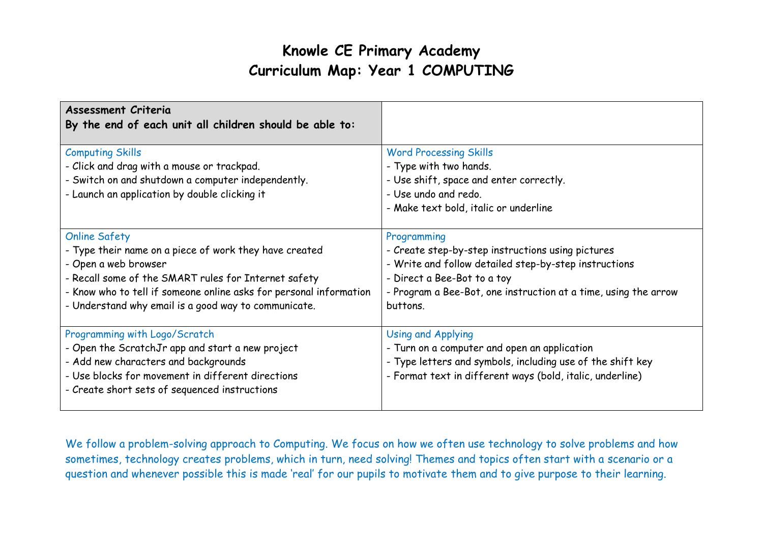# Knowle CE Primary Academy
# Curriculum Map: Year 1 COMPUTING

| **Assessment Criteria**<br>**By the end of each unit all children should be able to:** | |
|---|---|
| Computing Skills<br>- Click and drag with a mouse or trackpad.<br>- Switch on and shutdown a computer independently.<br>- Launch an application by double clicking it | Word Processing Skills<br>- Type with two hands.<br>- Use shift, space and enter correctly.<br>- Use undo and redo.<br>- Make text bold, italic or underline |
| Online Safety<br>- Type their name on a piece of work they have created<br>- Open a web browser<br>- Recall some of the SMART rules for Internet safety<br>- Know who to tell if someone online asks for personal information<br>- Understand why email is a good way to communicate. | Programming<br>- Create step-by-step instructions using pictures<br>- Write and follow detailed step-by-step instructions<br>- Direct a Bee-Bot to a toy<br>- Program a Bee-Bot, one instruction at a time, using the arrow buttons. |
| Programming with Logo/Scratch<br>- Open the ScratchJr app and start a new project<br>- Add new characters and backgrounds<br>- Use blocks for movement in different directions<br>- Create short sets of sequenced instructions | Using and Applying<br>- Turn on a computer and open an application<br>- Type letters and symbols, including use of the shift key<br>- Format text in different ways (bold, italic, underline) |

We follow a problem-solving approach to Computing. We focus on how we often use technology to solve problems and how sometimes, technology creates problems, which in turn, need solving! Themes and topics often start with a scenario or a question and whenever possible this is made 'real' for our pupils to motivate them and to give purpose to their learning.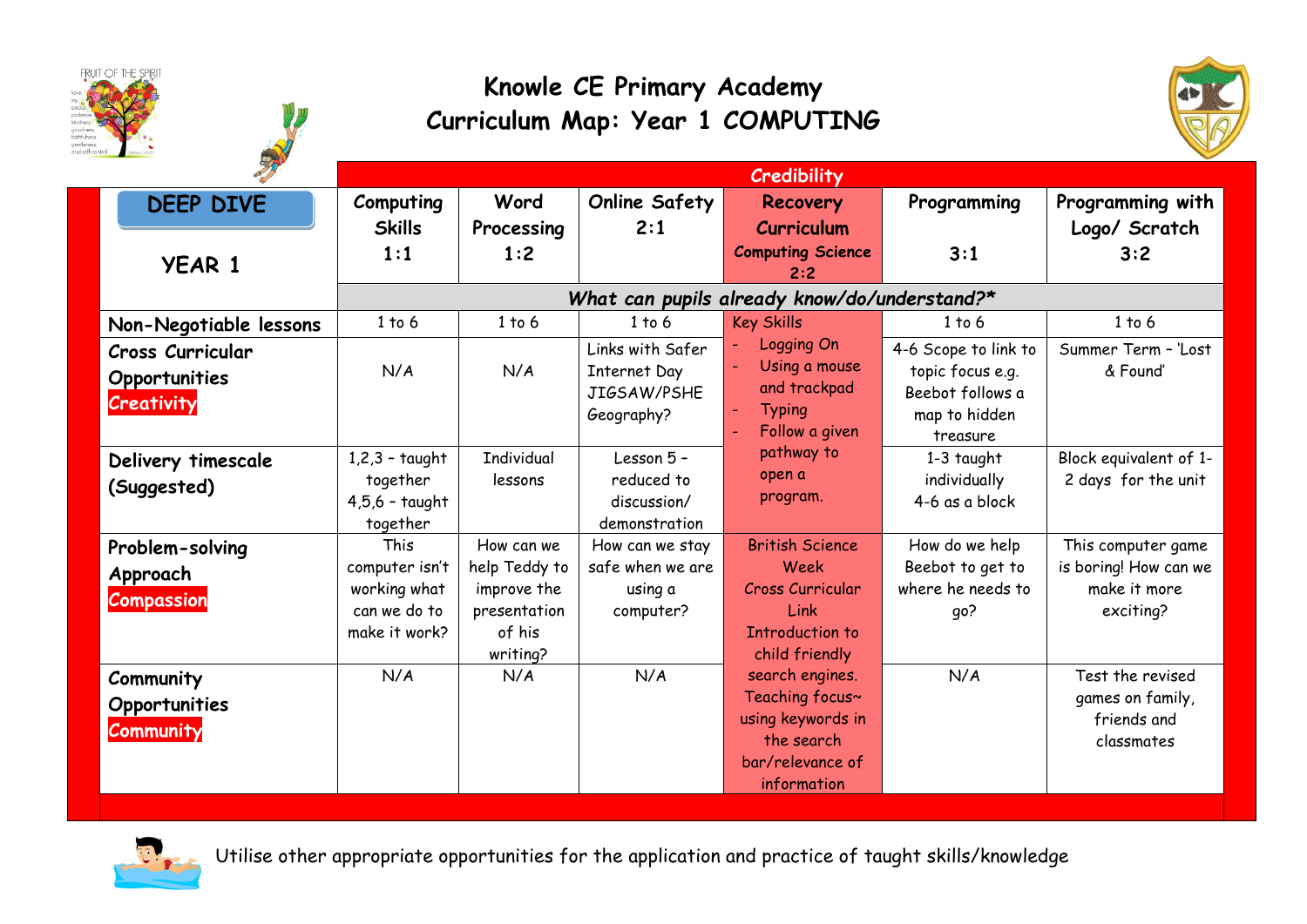# Knowle CE Primary Academy
## Curriculum Map: Year 1 COMPUTING

| | Credibility | | | | | |
|---|---|---|---|---|---|---|
| **DEEP DIVE** **YEAR 1** | **Computing Skills 1:1** | **Word Processing 1:2** | **Online Safety 2:1** | **Recovery Curriculum** **Computing Science 2:2** | **Programming 3:1** | **Programming with Logo/ Scratch 3:2** |
| | *What can pupils already know/do/understand?** | | | | | |
| **Non-Negotiable lessons** | 1 to 6 | 1 to 6 | 1 to 6 | Key Skills<br>- Logging On<br>- Using a mouse and trackpad<br>- Typing<br>- Follow a given pathway to open a program. | 1 to 6 | 1 to 6 |
| **Cross Curricular Opportunities** Creativity | N/A | N/A | Links with Safer Internet Day JIGSAW/PSHE Geography? | | 4-6 Scope to link to topic focus e.g. Beebot follows a map to hidden treasure | Summer Term – 'Lost & Found' |
| **Delivery timescale (Suggested)** | 1,2,3 – taught together 4,5,6 – taught together | Individual lessons | Lesson 5 – reduced to discussion/ demonstration | | 1-3 taught individually 4-6 as a block | Block equivalent of 1-2 days for the unit |
| **Problem-solving Approach** Compassion | This computer isn't working what can we do to make it work? | How can we help Teddy to improve the presentation of his writing? | How can we stay safe when we are using a computer? | British Science Week Cross Curricular Link Introduction to child friendly search engines. Teaching focus~ using keywords in the search bar/relevance of information | How do we help Beebot to get to where he needs to go? | This computer game is boring! How can we make it more exciting? |
| **Community Opportunities** Community | N/A | N/A | N/A | | N/A | Test the revised games on family, friends and classmates |

Utilise other appropriate opportunities for the application and practice of taught skills/knowledge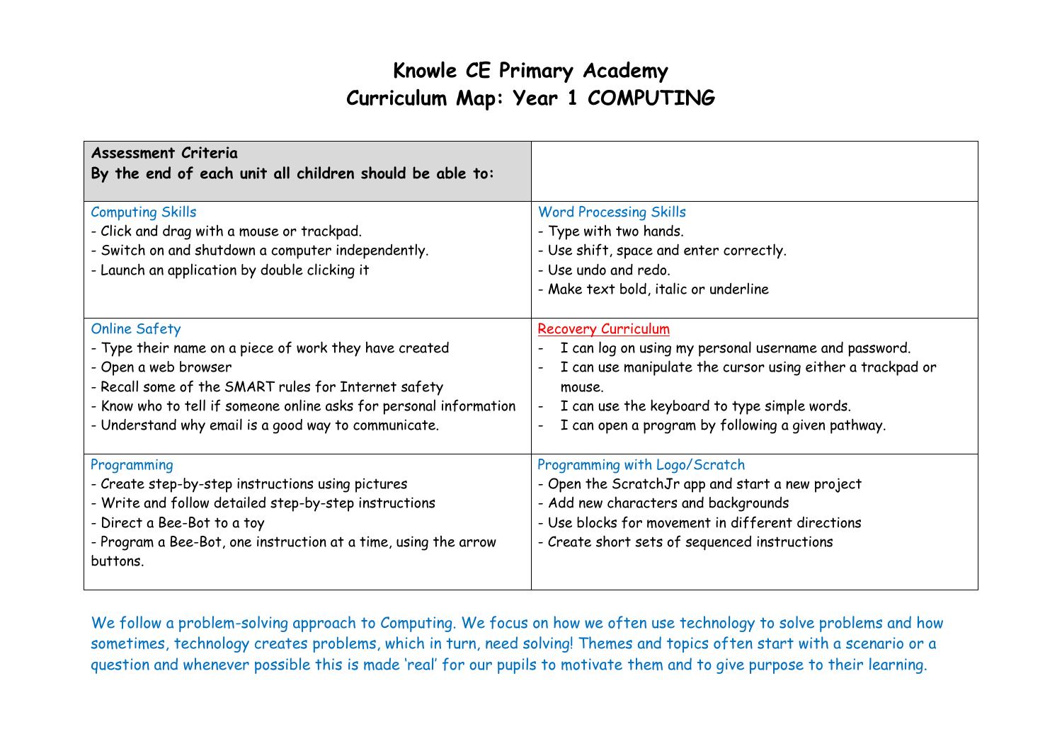# Knowle CE Primary Academy
# Curriculum Map: Year 1 COMPUTING

| **Assessment Criteria**<br>**By the end of each unit all children should be able to:** | |
|---|---|
| Computing Skills<br>- Click and drag with a mouse or trackpad.<br>- Switch on and shutdown a computer independently.<br>- Launch an application by double clicking it | Word Processing Skills<br>- Type with two hands.<br>- Use shift, space and enter correctly.<br>- Use undo and redo.<br>- Make text bold, italic or underline |
| Online Safety<br>- Type their name on a piece of work they have created<br>- Open a web browser<br>- Recall some of the SMART rules for Internet safety<br>- Know who to tell if someone online asks for personal information<br>- Understand why email is a good way to communicate. | Recovery Curriculum<br>- I can log on using my personal username and password.<br>- I can use manipulate the cursor using either a trackpad or mouse.<br>- I can use the keyboard to type simple words.<br>- I can open a program by following a given pathway. |
| Programming<br>- Create step-by-step instructions using pictures<br>- Write and follow detailed step-by-step instructions<br>- Direct a Bee-Bot to a toy<br>- Program a Bee-Bot, one instruction at a time, using the arrow buttons. | Programming with Logo/Scratch<br>- Open the ScratchJr app and start a new project<br>- Add new characters and backgrounds<br>- Use blocks for movement in different directions<br>- Create short sets of sequenced instructions |

We follow a problem-solving approach to Computing. We focus on how we often use technology to solve problems and how sometimes, technology creates problems, which in turn, need solving! Themes and topics often start with a scenario or a question and whenever possible this is made 'real' for our pupils to motivate them and to give purpose to their learning.